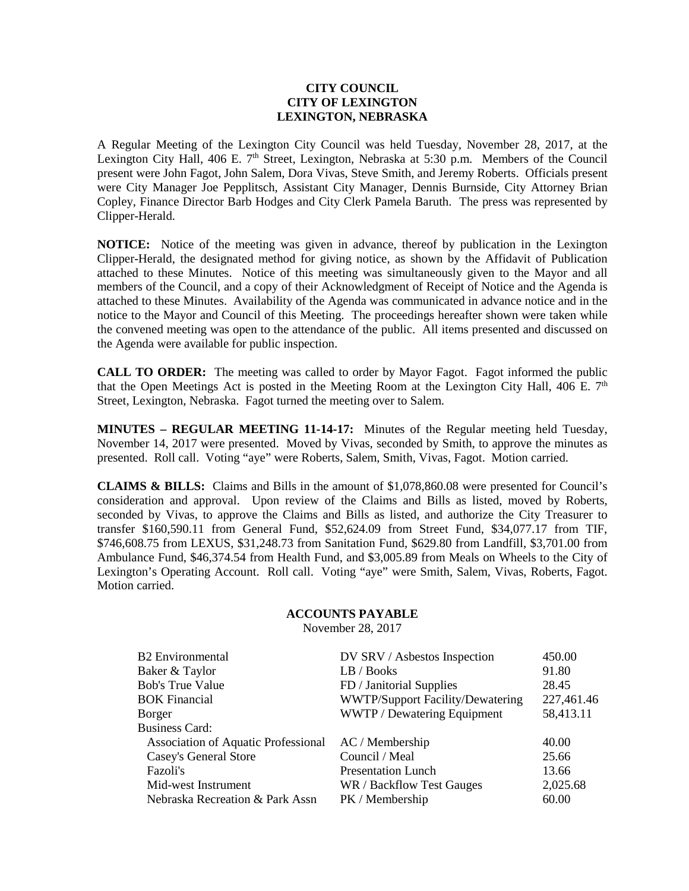# CITY COUNCIL
# CITY OF LEXINGTON
# LEXINGTON, NEBRASKA

A Regular Meeting of the Lexington City Council was held Tuesday, November 28, 2017, at the Lexington City Hall, 406 E. 7th Street, Lexington, Nebraska at 5:30 p.m. Members of the Council present were John Fagot, John Salem, Dora Vivas, Steve Smith, and Jeremy Roberts. Officials present were City Manager Joe Pepplitsch, Assistant City Manager, Dennis Burnside, City Attorney Brian Copley, Finance Director Barb Hodges and City Clerk Pamela Baruth. The press was represented by Clipper-Herald.

**NOTICE:** Notice of the meeting was given in advance, thereof by publication in the Lexington Clipper-Herald, the designated method for giving notice, as shown by the Affidavit of Publication attached to these Minutes. Notice of this meeting was simultaneously given to the Mayor and all members of the Council, and a copy of their Acknowledgment of Receipt of Notice and the Agenda is attached to these Minutes. Availability of the Agenda was communicated in advance notice and in the notice to the Mayor and Council of this Meeting. The proceedings hereafter shown were taken while the convened meeting was open to the attendance of the public. All items presented and discussed on the Agenda were available for public inspection.

**CALL TO ORDER:** The meeting was called to order by Mayor Fagot. Fagot informed the public that the Open Meetings Act is posted in the Meeting Room at the Lexington City Hall, 406 E. 7th Street, Lexington, Nebraska. Fagot turned the meeting over to Salem.

**MINUTES – REGULAR MEETING 11-14-17:** Minutes of the Regular meeting held Tuesday, November 14, 2017 were presented. Moved by Vivas, seconded by Smith, to approve the minutes as presented. Roll call. Voting "aye" were Roberts, Salem, Smith, Vivas, Fagot. Motion carried.

**CLAIMS & BILLS:** Claims and Bills in the amount of $1,078,860.08 were presented for Council's consideration and approval. Upon review of the Claims and Bills as listed, moved by Roberts, seconded by Vivas, to approve the Claims and Bills as listed, and authorize the City Treasurer to transfer $160,590.11 from General Fund, $52,624.09 from Street Fund, $34,077.17 from TIF, $746,608.75 from LEXUS, $31,248.73 from Sanitation Fund, $629.80 from Landfill, $3,701.00 from Ambulance Fund, $46,374.54 from Health Fund, and $3,005.89 from Meals on Wheels to the City of Lexington's Operating Account. Roll call. Voting "aye" were Smith, Salem, Vivas, Roberts, Fagot. Motion carried.

## ACCOUNTS PAYABLE

November 28, 2017

| | | |
|---|---|---|
| B2 Environmental | DV SRV / Asbestos Inspection | 450.00 |
| Baker & Taylor | LB / Books | 91.80 |
| Bob's True Value | FD / Janitorial Supplies | 28.45 |
| BOK Financial | WWTP/Support Facility/Dewatering | 227,461.46 |
| Borger | WWTP / Dewatering Equipment | 58,413.11 |
| Business Card: | | |
| Association of Aquatic Professional | AC / Membership | 40.00 |
| Casey's General Store | Council / Meal | 25.66 |
| Fazoli's | Presentation Lunch | 13.66 |
| Mid-west Instrument | WR / Backflow Test Gauges | 2,025.68 |
| Nebraska Recreation & Park Assn | PK / Membership | 60.00 |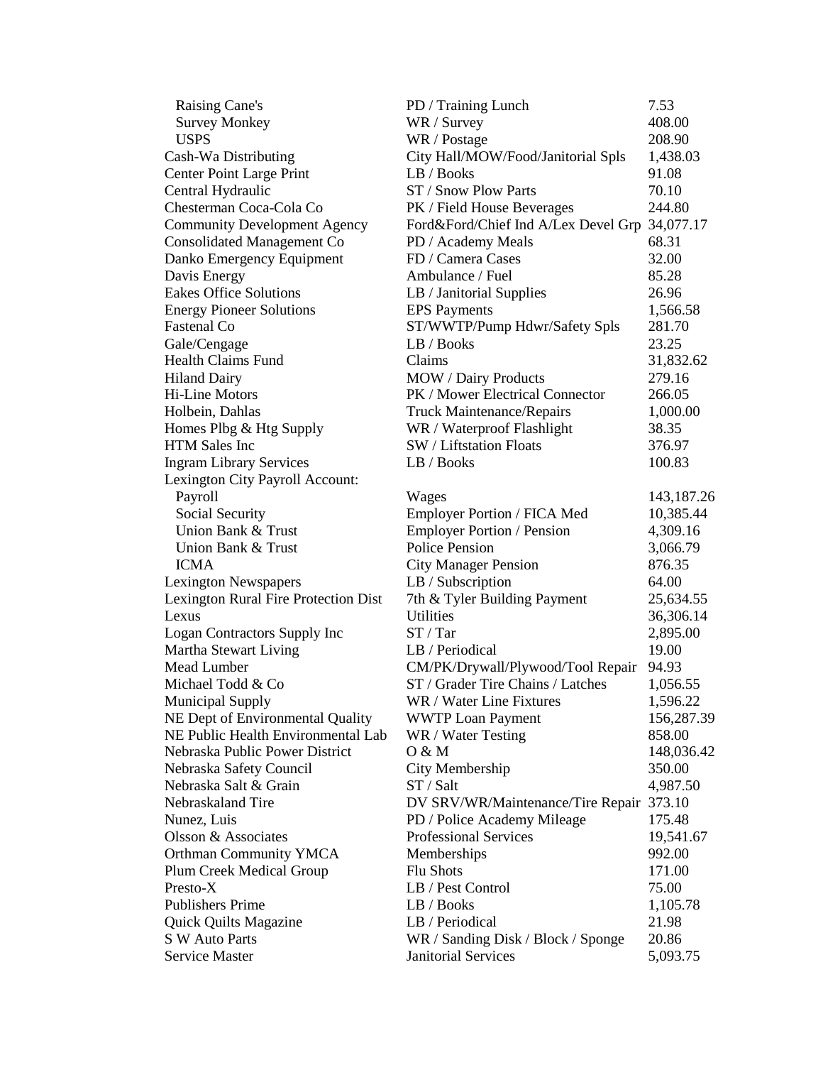| | | |
|---|---|---|
| Raising Cane's | PD / Training Lunch | 7.53 |
| Survey Monkey | WR / Survey | 408.00 |
| USPS | WR / Postage | 208.90 |
| Cash-Wa Distributing | City Hall/MOW/Food/Janitorial Spls | 1,438.03 |
| Center Point Large Print | LB / Books | 91.08 |
| Central Hydraulic | ST / Snow Plow Parts | 70.10 |
| Chesterman Coca-Cola Co | PK / Field House Beverages | 244.80 |
| Community Development Agency | Ford&Ford/Chief Ind A/Lex Devel Grp | 34,077.17 |
| Consolidated Management Co | PD / Academy Meals | 68.31 |
| Danko Emergency Equipment | FD / Camera Cases | 32.00 |
| Davis Energy | Ambulance / Fuel | 85.28 |
| Eakes Office Solutions | LB / Janitorial Supplies | 26.96 |
| Energy Pioneer Solutions | EPS Payments | 1,566.58 |
| Fastenal Co | ST/WWTP/Pump Hdwr/Safety Spls | 281.70 |
| Gale/Cengage | LB / Books | 23.25 |
| Health Claims Fund | Claims | 31,832.62 |
| Hiland Dairy | MOW / Dairy Products | 279.16 |
| Hi-Line Motors | PK / Mower Electrical Connector | 266.05 |
| Holbein, Dahlas | Truck Maintenance/Repairs | 1,000.00 |
| Homes Plbg & Htg Supply | WR / Waterproof Flashlight | 38.35 |
| HTM Sales Inc | SW / Liftstation Floats | 376.97 |
| Ingram Library Services | LB / Books | 100.83 |
| Lexington City Payroll Account: | | |
| Payroll | Wages | 143,187.26 |
| Social Security | Employer Portion / FICA Med | 10,385.44 |
| Union Bank & Trust | Employer Portion / Pension | 4,309.16 |
| Union Bank & Trust | Police Pension | 3,066.79 |
| ICMA | City Manager Pension | 876.35 |
| Lexington Newspapers | LB / Subscription | 64.00 |
| Lexington Rural Fire Protection Dist | 7th & Tyler Building Payment | 25,634.55 |
| Lexus | Utilities | 36,306.14 |
| Logan Contractors Supply Inc | ST / Tar | 2,895.00 |
| Martha Stewart Living | LB / Periodical | 19.00 |
| Mead Lumber | CM/PK/Drywall/Plywood/Tool Repair | 94.93 |
| Michael Todd & Co | ST / Grader Tire Chains / Latches | 1,056.55 |
| Municipal Supply | WR / Water Line Fixtures | 1,596.22 |
| NE Dept of Environmental Quality | WWTP Loan Payment | 156,287.39 |
| NE Public Health Environmental Lab | WR / Water Testing | 858.00 |
| Nebraska Public Power District | O & M | 148,036.42 |
| Nebraska Safety Council | City Membership | 350.00 |
| Nebraska Salt & Grain | ST / Salt | 4,987.50 |
| Nebraskaland Tire | DV SRV/WR/Maintenance/Tire Repair | 373.10 |
| Nunez, Luis | PD / Police Academy Mileage | 175.48 |
| Olsson & Associates | Professional Services | 19,541.67 |
| Orthman Community YMCA | Memberships | 992.00 |
| Plum Creek Medical Group | Flu Shots | 171.00 |
| Presto-X | LB / Pest Control | 75.00 |
| Publishers Prime | LB / Books | 1,105.78 |
| Quick Quilts Magazine | LB / Periodical | 21.98 |
| S W Auto Parts | WR / Sanding Disk / Block / Sponge | 20.86 |
| Service Master | Janitorial Services | 5,093.75 |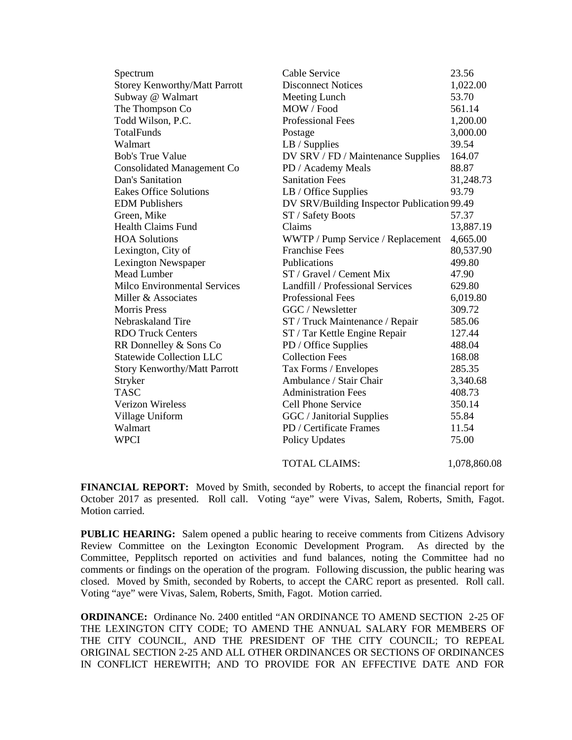| | | |
|---|---|---|
| Spectrum | Cable Service | 23.56 |
| Storey Kenworthy/Matt Parrott | Disconnect Notices | 1,022.00 |
| Subway @ Walmart | Meeting Lunch | 53.70 |
| The Thompson Co | MOW / Food | 561.14 |
| Todd Wilson, P.C. | Professional Fees | 1,200.00 |
| TotalFunds | Postage | 3,000.00 |
| Walmart | LB / Supplies | 39.54 |
| Bob's True Value | DV SRV / FD / Maintenance Supplies | 164.07 |
| Consolidated Management Co | PD / Academy Meals | 88.87 |
| Dan's Sanitation | Sanitation Fees | 31,248.73 |
| Eakes Office Solutions | LB / Office Supplies | 93.79 |
| EDM Publishers | DV SRV/Building Inspector Publication | 99.49 |
| Green, Mike | ST / Safety Boots | 57.37 |
| Health Claims Fund | Claims | 13,887.19 |
| HOA Solutions | WWTP / Pump Service / Replacement | 4,665.00 |
| Lexington, City of | Franchise Fees | 80,537.90 |
| Lexington Newspaper | Publications | 499.80 |
| Mead Lumber | ST / Gravel / Cement Mix | 47.90 |
| Milco Environmental Services | Landfill / Professional Services | 629.80 |
| Miller & Associates | Professional Fees | 6,019.80 |
| Morris Press | GGC / Newsletter | 309.72 |
| Nebraskaland Tire | ST / Truck Maintenance / Repair | 585.06 |
| RDO Truck Centers | ST / Tar Kettle Engine Repair | 127.44 |
| RR Donnelley & Sons Co | PD / Office Supplies | 488.04 |
| Statewide Collection LLC | Collection Fees | 168.08 |
| Story Kenworthy/Matt Parrott | Tax Forms / Envelopes | 285.35 |
| Stryker | Ambulance / Stair Chair | 3,340.68 |
| TASC | Administration Fees | 408.73 |
| Verizon Wireless | Cell Phone Service | 350.14 |
| Village Uniform | GGC / Janitorial Supplies | 55.84 |
| Walmart | PD / Certificate Frames | 11.54 |
| WPCI | Policy Updates | 75.00 |
| | TOTAL CLAIMS: | 1,078,860.08 |

**FINANCIAL REPORT:** Moved by Smith, seconded by Roberts, to accept the financial report for October 2017 as presented. Roll call. Voting "aye" were Vivas, Salem, Roberts, Smith, Fagot. Motion carried.

**PUBLIC HEARING:** Salem opened a public hearing to receive comments from Citizens Advisory Review Committee on the Lexington Economic Development Program. As directed by the Committee, Pepplitsch reported on activities and fund balances, noting the Committee had no comments or findings on the operation of the program. Following discussion, the public hearing was closed. Moved by Smith, seconded by Roberts, to accept the CARC report as presented. Roll call. Voting "aye" were Vivas, Salem, Roberts, Smith, Fagot. Motion carried.

**ORDINANCE:** Ordinance No. 2400 entitled "AN ORDINANCE TO AMEND SECTION 2-25 OF THE LEXINGTON CITY CODE; TO AMEND THE ANNUAL SALARY FOR MEMBERS OF THE CITY COUNCIL, AND THE PRESIDENT OF THE CITY COUNCIL; TO REPEAL ORIGINAL SECTION 2-25 AND ALL OTHER ORDINANCES OR SECTIONS OF ORDINANCES IN CONFLICT HEREWITH; AND TO PROVIDE FOR AN EFFECTIVE DATE AND FOR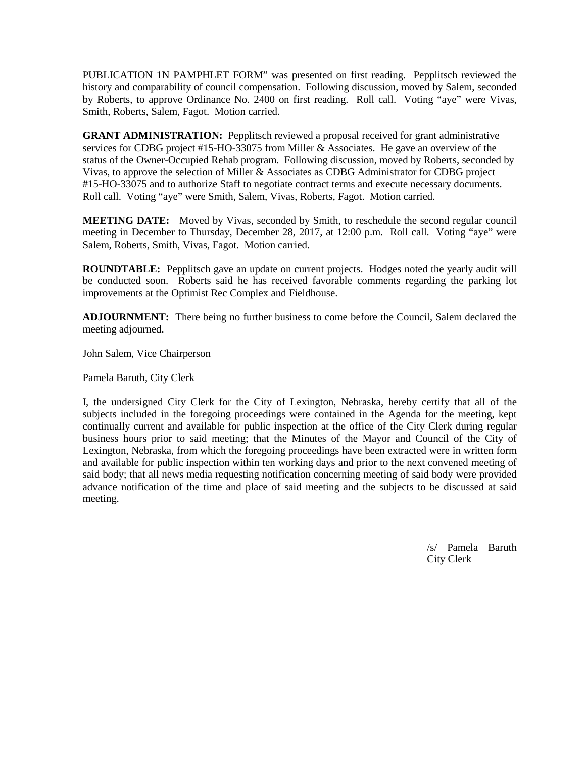PUBLICATION 1N PAMPHLET FORM" was presented on first reading. Pepplitsch reviewed the history and comparability of council compensation. Following discussion, moved by Salem, seconded by Roberts, to approve Ordinance No. 2400 on first reading. Roll call. Voting "aye" were Vivas, Smith, Roberts, Salem, Fagot. Motion carried.

**GRANT ADMINISTRATION:** Pepplitsch reviewed a proposal received for grant administrative services for CDBG project #15-HO-33075 from Miller & Associates. He gave an overview of the status of the Owner-Occupied Rehab program. Following discussion, moved by Roberts, seconded by Vivas, to approve the selection of Miller & Associates as CDBG Administrator for CDBG project #15-HO-33075 and to authorize Staff to negotiate contract terms and execute necessary documents. Roll call. Voting "aye" were Smith, Salem, Vivas, Roberts, Fagot. Motion carried.

**MEETING DATE:** Moved by Vivas, seconded by Smith, to reschedule the second regular council meeting in December to Thursday, December 28, 2017, at 12:00 p.m. Roll call. Voting "aye" were Salem, Roberts, Smith, Vivas, Fagot. Motion carried.

**ROUNDTABLE:** Pepplitsch gave an update on current projects. Hodges noted the yearly audit will be conducted soon. Roberts said he has received favorable comments regarding the parking lot improvements at the Optimist Rec Complex and Fieldhouse.

**ADJOURNMENT:** There being no further business to come before the Council, Salem declared the meeting adjourned.

John Salem, Vice Chairperson

Pamela Baruth, City Clerk

I, the undersigned City Clerk for the City of Lexington, Nebraska, hereby certify that all of the subjects included in the foregoing proceedings were contained in the Agenda for the meeting, kept continually current and available for public inspection at the office of the City Clerk during regular business hours prior to said meeting; that the Minutes of the Mayor and Council of the City of Lexington, Nebraska, from which the foregoing proceedings have been extracted were in written form and available for public inspection within ten working days and prior to the next convened meeting of said body; that all news media requesting notification concerning meeting of said body were provided advance notification of the time and place of said meeting and the subjects to be discussed at said meeting.

/s/ Pamela Baruth
City Clerk